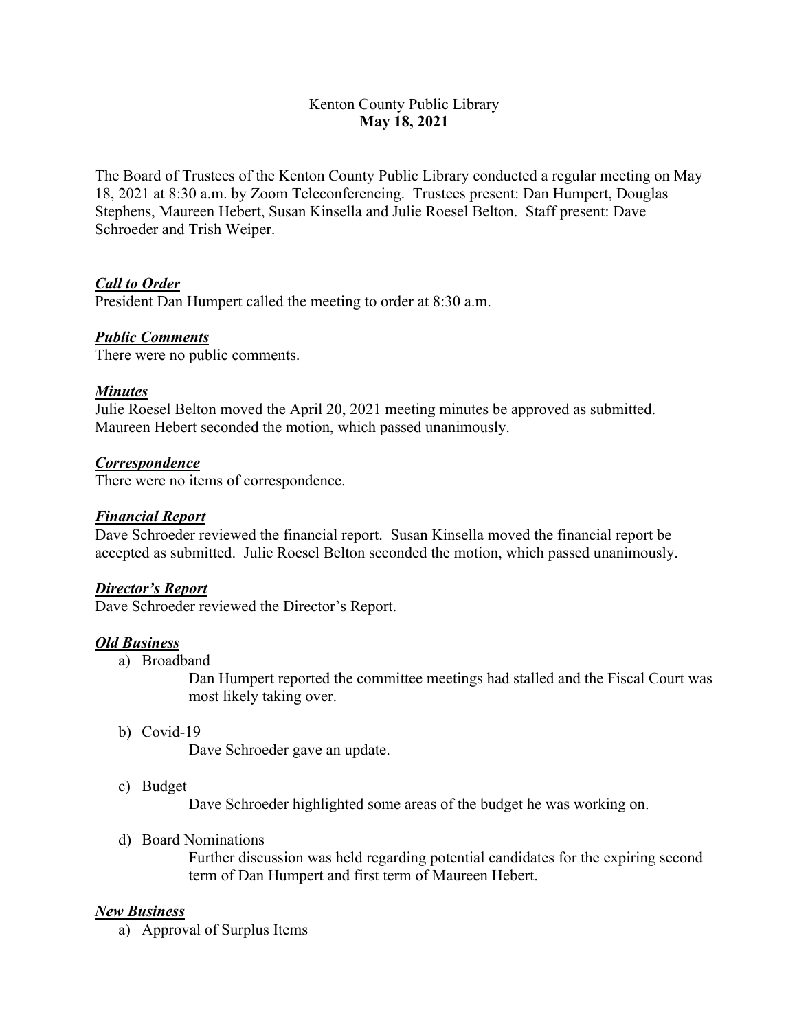# Kenton County Public Library

## May 18, 2021

The Board of Trustees of the Kenton County Public Library conducted a regular meeting on May 18, 2021 at 8:30 a.m. by Zoom Teleconferencing. Trustees present: Dan Humpert, Douglas Stephens, Maureen Hebert, Susan Kinsella and Julie Roesel Belton. Staff present: Dave Schroeder and Trish Weiper.

### ***Call to Order***

President Dan Humpert called the meeting to order at 8:30 a.m.

### ***Public Comments***

There were no public comments.

### ***Minutes***

Julie Roesel Belton moved the April 20, 2021 meeting minutes be approved as submitted. Maureen Hebert seconded the motion, which passed unanimously.

### ***Correspondence***

There were no items of correspondence.

### ***Financial Report***

Dave Schroeder reviewed the financial report. Susan Kinsella moved the financial report be accepted as submitted. Julie Roesel Belton seconded the motion, which passed unanimously.

### ***Director's Report***

Dave Schroeder reviewed the Director's Report.

### ***Old Business***

a) Broadband

   Dan Humpert reported the committee meetings had stalled and the Fiscal Court was most likely taking over.

b) Covid-19

   Dave Schroeder gave an update.

c) Budget

   Dave Schroeder highlighted some areas of the budget he was working on.

d) Board Nominations

   Further discussion was held regarding potential candidates for the expiring second term of Dan Humpert and first term of Maureen Hebert.

### ***New Business***

a) Approval of Surplus Items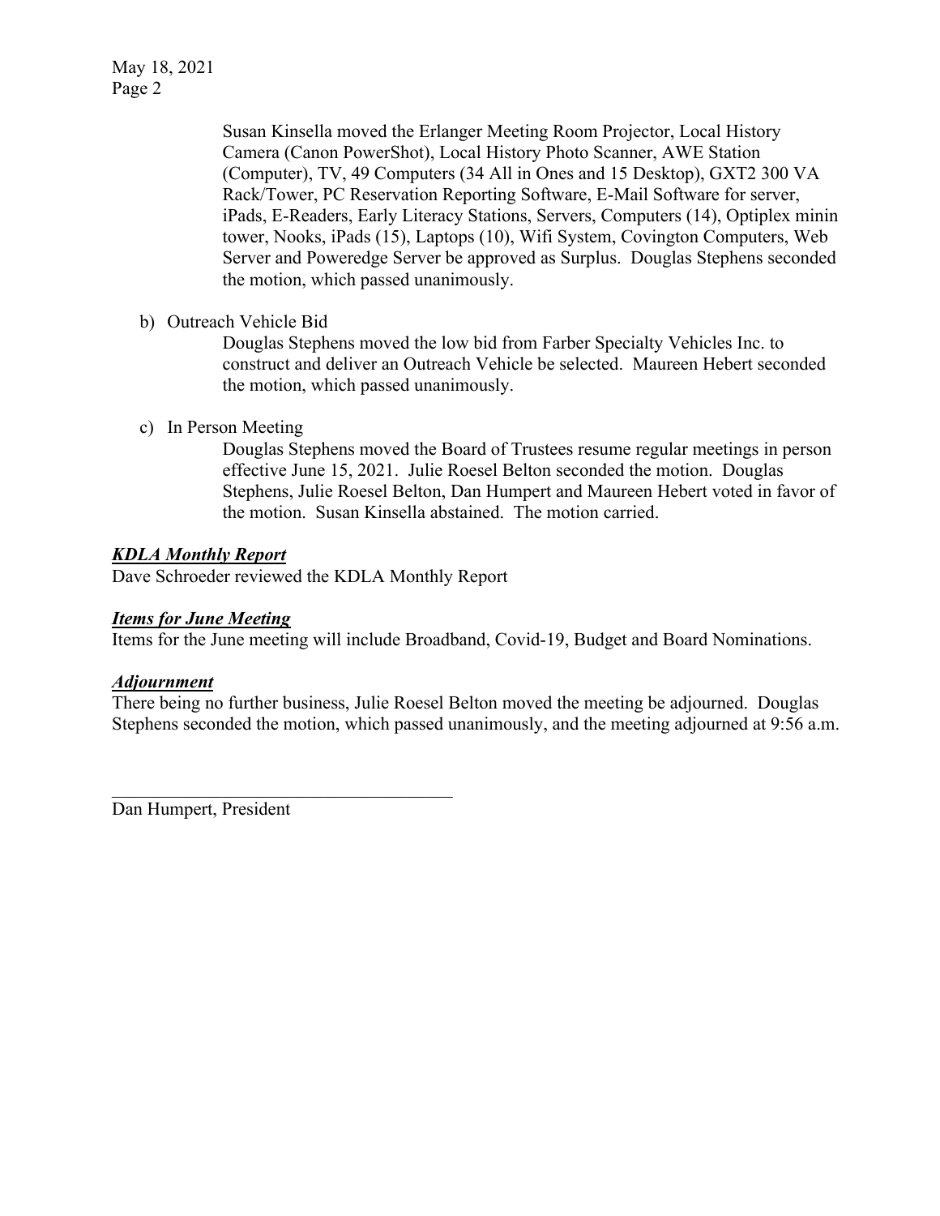Susan Kinsella moved the Erlanger Meeting Room Projector, Local History Camera (Canon PowerShot), Local History Photo Scanner, AWE Station (Computer), TV, 49 Computers (34 All in Ones and 15 Desktop), GXT2 300 VA Rack/Tower, PC Reservation Reporting Software, E-Mail Software for server, iPads, E-Readers, Early Literacy Stations, Servers, Computers (14), Optiplex minin tower, Nooks, iPads (15), Laptops (10), Wifi System, Covington Computers, Web Server and Poweredge Server be approved as Surplus. Douglas Stephens seconded the motion, which passed unanimously.

b) Outreach Vehicle Bid

Douglas Stephens moved the low bid from Farber Specialty Vehicles Inc. to construct and deliver an Outreach Vehicle be selected. Maureen Hebert seconded the motion, which passed unanimously.

c) In Person Meeting

Douglas Stephens moved the Board of Trustees resume regular meetings in person effective June 15, 2021. Julie Roesel Belton seconded the motion. Douglas Stephens, Julie Roesel Belton, Dan Humpert and Maureen Hebert voted in favor of the motion. Susan Kinsella abstained. The motion carried.

***KDLA Monthly Report***

Dave Schroeder reviewed the KDLA Monthly Report

***Items for June Meeting***

Items for the June meeting will include Broadband, Covid-19, Budget and Board Nominations.

***Adjournment***

There being no further business, Julie Roesel Belton moved the meeting be adjourned. Douglas Stephens seconded the motion, which passed unanimously, and the meeting adjourned at 9:56 a.m.

_______________________________________

Dan Humpert, President